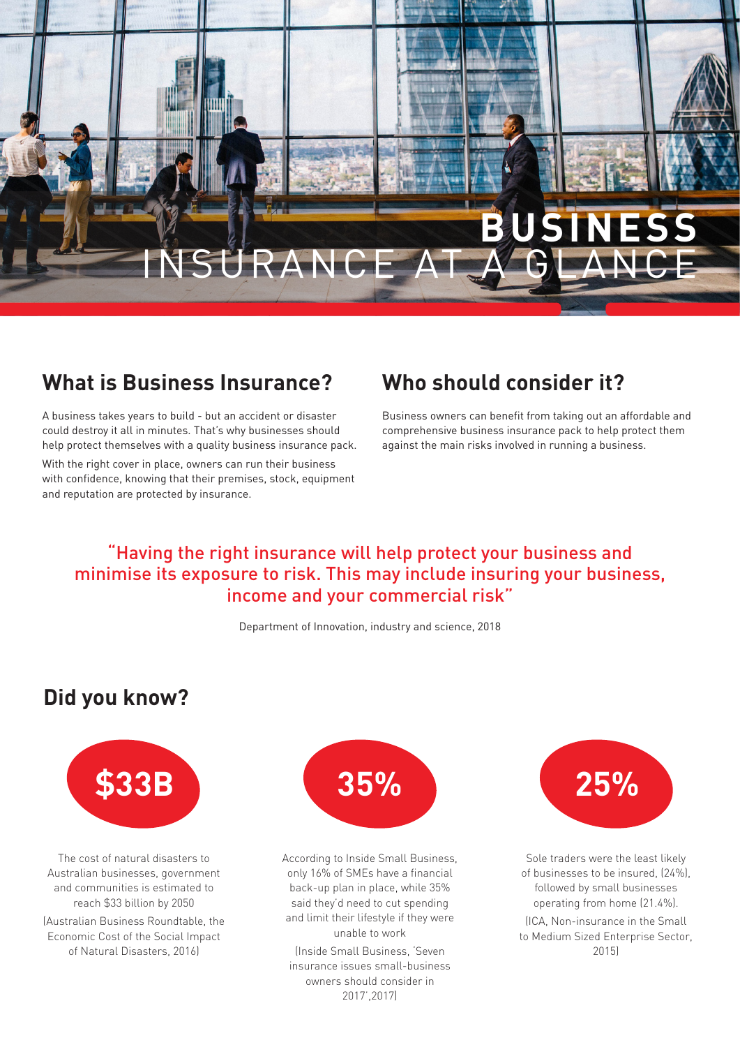# BUSINESS INSURANCE AT A GLANCE

## What is Business Insurance?

A business takes years to build - but an accident or disaster could destroy it all in minutes. That's why businesses should help protect themselves with a quality business insurance pack.

With the right cover in place, owners can run their business with confidence, knowing that their premises, stock, equipment and reputation are protected by insurance.

## Who should consider it?

Business owners can benefit from taking out an affordable and comprehensive business insurance pack to help protect them against the main risks involved in running a business.

> "Having the right insurance will help protect your business and minimise its exposure to risk. This may include insuring your business, income and your commercial risk"
>
> Department of Innovation, industry and science, 2018

## Did you know?

**$33B**

The cost of natural disasters to Australian businesses, government and communities is estimated to reach $33 billion by 2050

(Australian Business Roundtable, the Economic Cost of the Social Impact of Natural Disasters, 2016)

**35%**

According to Inside Small Business, only 16% of SMEs have a financial back-up plan in place, while 35% said they'd need to cut spending and limit their lifestyle if they were unable to work

(Inside Small Business, 'Seven insurance issues small-business owners should consider in 2017',2017)

**25%**

Sole traders were the least likely of businesses to be insured, (24%), followed by small businesses operating from home (21.4%).

(ICA, Non-insurance in the Small to Medium Sized Enterprise Sector, 2015)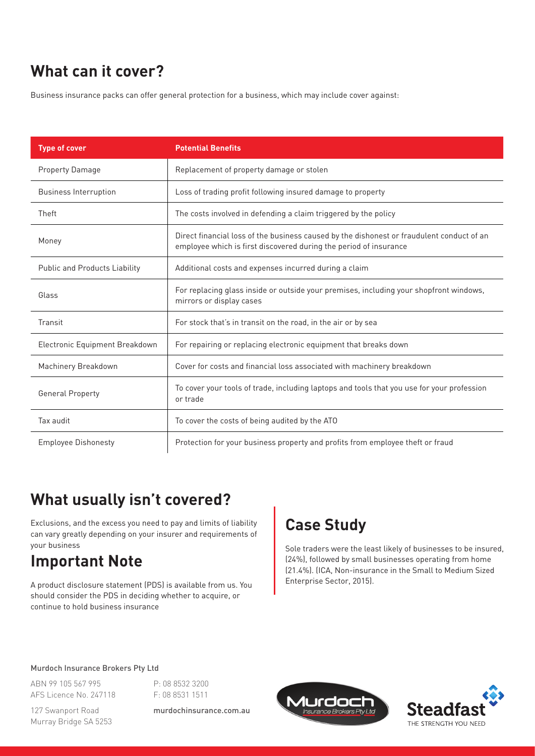## What can it cover?

Business insurance packs can offer general protection for a business, which may include cover against:

| Type of cover | Potential Benefits |
|---|---|
| Property Damage | Replacement of property damage or stolen |
| Business Interruption | Loss of trading profit following insured damage to property |
| Theft | The costs involved in defending a claim triggered by the policy |
| Money | Direct financial loss of the business caused by the dishonest or fraudulent conduct of an employee which is first discovered during the period of insurance |
| Public and Products Liability | Additional costs and expenses incurred during a claim |
| Glass | For replacing glass inside or outside your premises, including your shopfront windows, mirrors or display cases |
| Transit | For stock that's in transit on the road, in the air or by sea |
| Electronic Equipment Breakdown | For repairing or replacing electronic equipment that breaks down |
| Machinery Breakdown | Cover for costs and financial loss associated with machinery breakdown |
| General Property | To cover your tools of trade, including laptops and tools that you use for your profession or trade |
| Tax audit | To cover the costs of being audited by the ATO |
| Employee Dishonesty | Protection for your business property and profits from employee theft or fraud |

## What usually isn't covered?

Exclusions, and the excess you need to pay and limits of liability can vary greatly depending on your insurer and requirements of your business

## Important Note

A product disclosure statement (PDS) is available from us. You should consider the PDS in deciding whether to acquire, or continue to hold business insurance

## Case Study

Sole traders were the least likely of businesses to be insured, (24%), followed by small businesses operating from home (21.4%). (ICA, Non-insurance in the Small to Medium Sized Enterprise Sector, 2015).

Murdoch Insurance Brokers Pty Ltd

ABN 99 105 567 995
AFS Licence No. 247118

127 Swanport Road
Murray Bridge SA 5253

P: 08 8532 3200
F: 08 8531 1511

murdochinsurance.com.au

Murdoch Insurance Brokers Pty Ltd

Steadfast THE STRENGTH YOU NEED